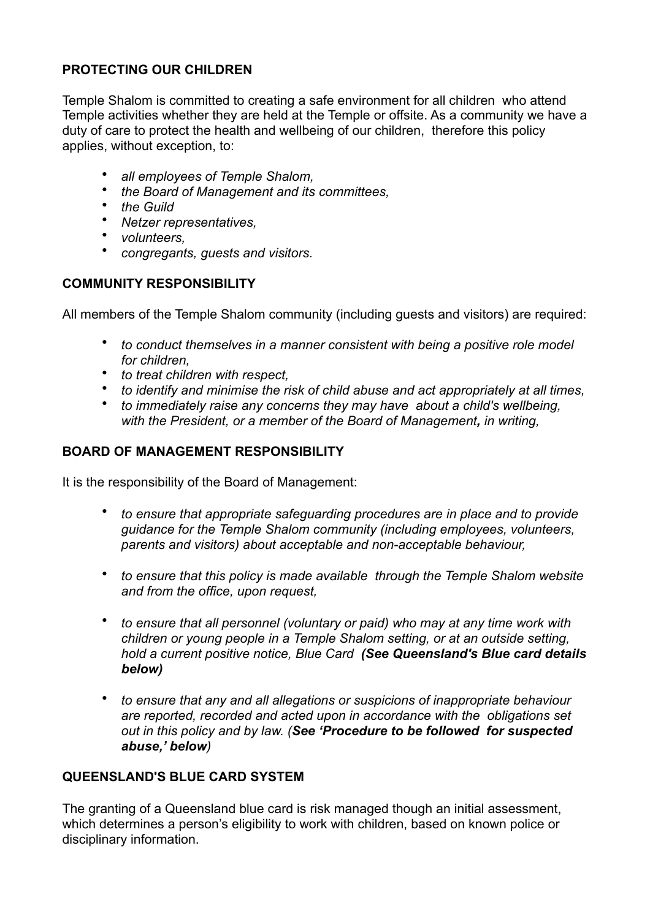## PROTECTING OUR CHILDREN

Temple Shalom is committed to creating a safe environment for all children who attend Temple activities whether they are held at the Temple or offsite. As a community we have a duty of care to protect the health and wellbeing of our children, therefore this policy applies, without exception, to:

- *all employees of Temple Shalom,*
- *the Board of Management and its committees,*
- *the Guild*
- *Netzer representatives,*
- *volunteers,*
- *congregants, guests and visitors.*

## COMMUNITY RESPONSIBILITY

All members of the Temple Shalom community (including guests and visitors) are required:

- *to conduct themselves in a manner consistent with being a positive role model for children,*
- *to treat children with respect,*
- *to identify and minimise the risk of child abuse and act appropriately at all times,*
- *to immediately raise any concerns they may have about a child's wellbeing, with the President, or a member of the Board of Management**,** in writing,*

## BOARD OF MANAGEMENT RESPONSIBILITY

It is the responsibility of the Board of Management:

- *to ensure that appropriate safeguarding procedures are in place and to provide guidance for the Temple Shalom community (including employees, volunteers, parents and visitors) about acceptable and non-acceptable behaviour,*
- *to ensure that this policy is made available through the Temple Shalom website and from the office, upon request,*
- *to ensure that all personnel (voluntary or paid) who may at any time work with children or young people in a Temple Shalom setting, or at an outside setting, hold a current positive notice, Blue Card* ***(See Queensland's Blue card details below)***
- *to ensure that any and all allegations or suspicions of inappropriate behaviour are reported, recorded and acted upon in accordance with the obligations set out in this policy and by law. (**See 'Procedure to be followed for suspected abuse,' below**)*

## QUEENSLAND'S BLUE CARD SYSTEM

The granting of a Queensland blue card is risk managed though an initial assessment, which determines a person's eligibility to work with children, based on known police or disciplinary information.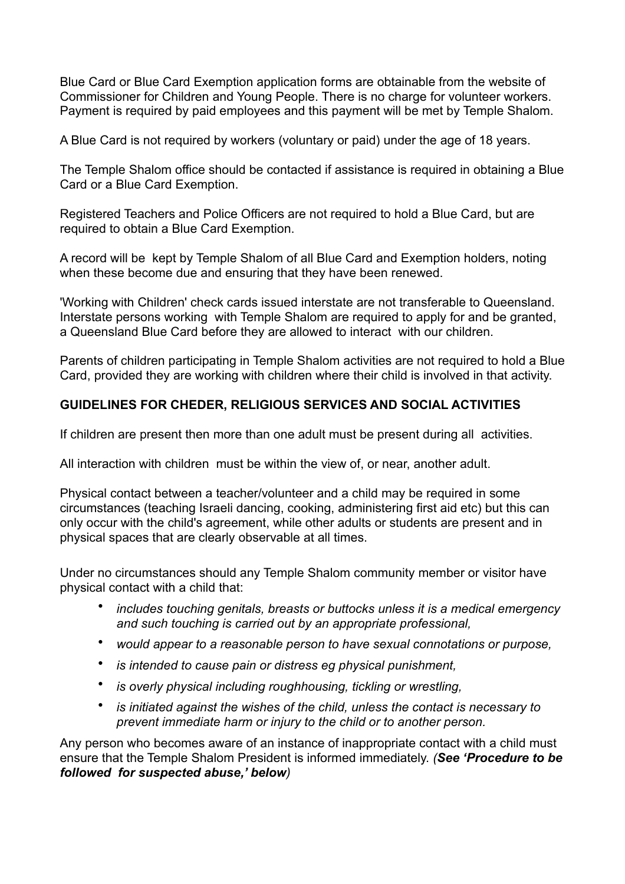Blue Card or Blue Card Exemption application forms are obtainable from the website of Commissioner for Children and Young People. There is no charge for volunteer workers. Payment is required by paid employees and this payment will be met by Temple Shalom.

A Blue Card is not required by workers (voluntary or paid) under the age of 18 years.

The Temple Shalom office should be contacted if assistance is required in obtaining a Blue Card or a Blue Card Exemption.

Registered Teachers and Police Officers are not required to hold a Blue Card, but are required to obtain a Blue Card Exemption.

A record will be kept by Temple Shalom of all Blue Card and Exemption holders, noting when these become due and ensuring that they have been renewed.

'Working with Children' check cards issued interstate are not transferable to Queensland. Interstate persons working with Temple Shalom are required to apply for and be granted, a Queensland Blue Card before they are allowed to interact with our children.

Parents of children participating in Temple Shalom activities are not required to hold a Blue Card, provided they are working with children where their child is involved in that activity.

**GUIDELINES FOR CHEDER, RELIGIOUS SERVICES AND SOCIAL ACTIVITIES**

If children are present then more than one adult must be present during all activities.

All interaction with children must be within the view of, or near, another adult.

Physical contact between a teacher/volunteer and a child may be required in some circumstances (teaching Israeli dancing, cooking, administering first aid etc) but this can only occur with the child's agreement, while other adults or students are present and in physical spaces that are clearly observable at all times.

Under no circumstances should any Temple Shalom community member or visitor have physical contact with a child that:

- *includes touching genitals, breasts or buttocks unless it is a medical emergency and such touching is carried out by an appropriate professional,*
- *would appear to a reasonable person to have sexual connotations or purpose,*
- *is intended to cause pain or distress eg physical punishment,*
- *is overly physical including roughhousing, tickling or wrestling,*
- *is initiated against the wishes of the child, unless the contact is necessary to prevent immediate harm or injury to the child or to another person.*

Any person who becomes aware of an instance of inappropriate contact with a child must ensure that the Temple Shalom President is informed immediately. *(**See 'Procedure to be followed for suspected abuse,' below**)*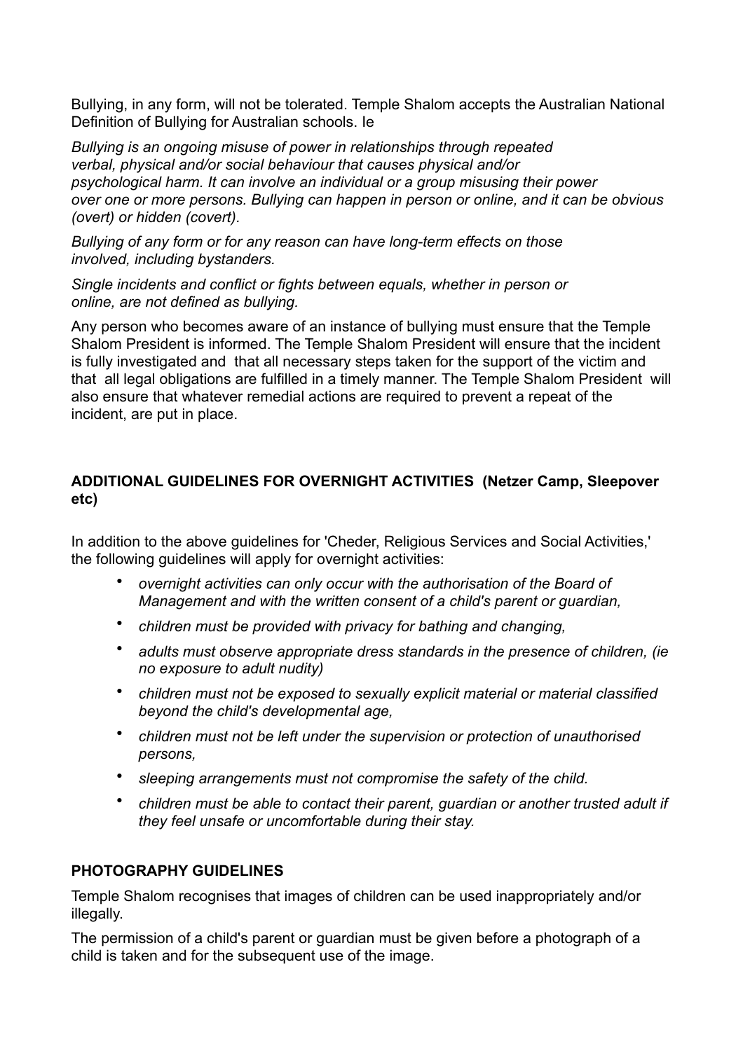Bullying, in any form, will not be tolerated. Temple Shalom accepts the Australian National Definition of Bullying for Australian schools. Ie

*Bullying is an ongoing misuse of power in relationships through repeated verbal, physical and/or social behaviour that causes physical and/or psychological harm. It can involve an individual or a group misusing their power over one or more persons. Bullying can happen in person or online, and it can be obvious (overt) or hidden (covert).*

*Bullying of any form or for any reason can have long-term effects on those involved, including bystanders.*

*Single incidents and conflict or fights between equals, whether in person or online, are not defined as bullying.*

Any person who becomes aware of an instance of bullying must ensure that the Temple Shalom President is informed. The Temple Shalom President will ensure that the incident is fully investigated and that all necessary steps taken for the support of the victim and that all legal obligations are fulfilled in a timely manner. The Temple Shalom President will also ensure that whatever remedial actions are required to prevent a repeat of the incident, are put in place.

**ADDITIONAL GUIDELINES FOR OVERNIGHT ACTIVITIES (Netzer Camp, Sleepover etc)**

In addition to the above guidelines for 'Cheder, Religious Services and Social Activities,' the following guidelines will apply for overnight activities:

- *overnight activities can only occur with the authorisation of the Board of Management and with the written consent of a child's parent or guardian,*
- *children must be provided with privacy for bathing and changing,*
- *adults must observe appropriate dress standards in the presence of children, (ie no exposure to adult nudity)*
- *children must not be exposed to sexually explicit material or material classified beyond the child's developmental age,*
- *children must not be left under the supervision or protection of unauthorised persons,*
- *sleeping arrangements must not compromise the safety of the child.*
- *children must be able to contact their parent, guardian or another trusted adult if they feel unsafe or uncomfortable during their stay.*

**PHOTOGRAPHY GUIDELINES**

Temple Shalom recognises that images of children can be used inappropriately and/or illegally.

The permission of a child's parent or guardian must be given before a photograph of a child is taken and for the subsequent use of the image.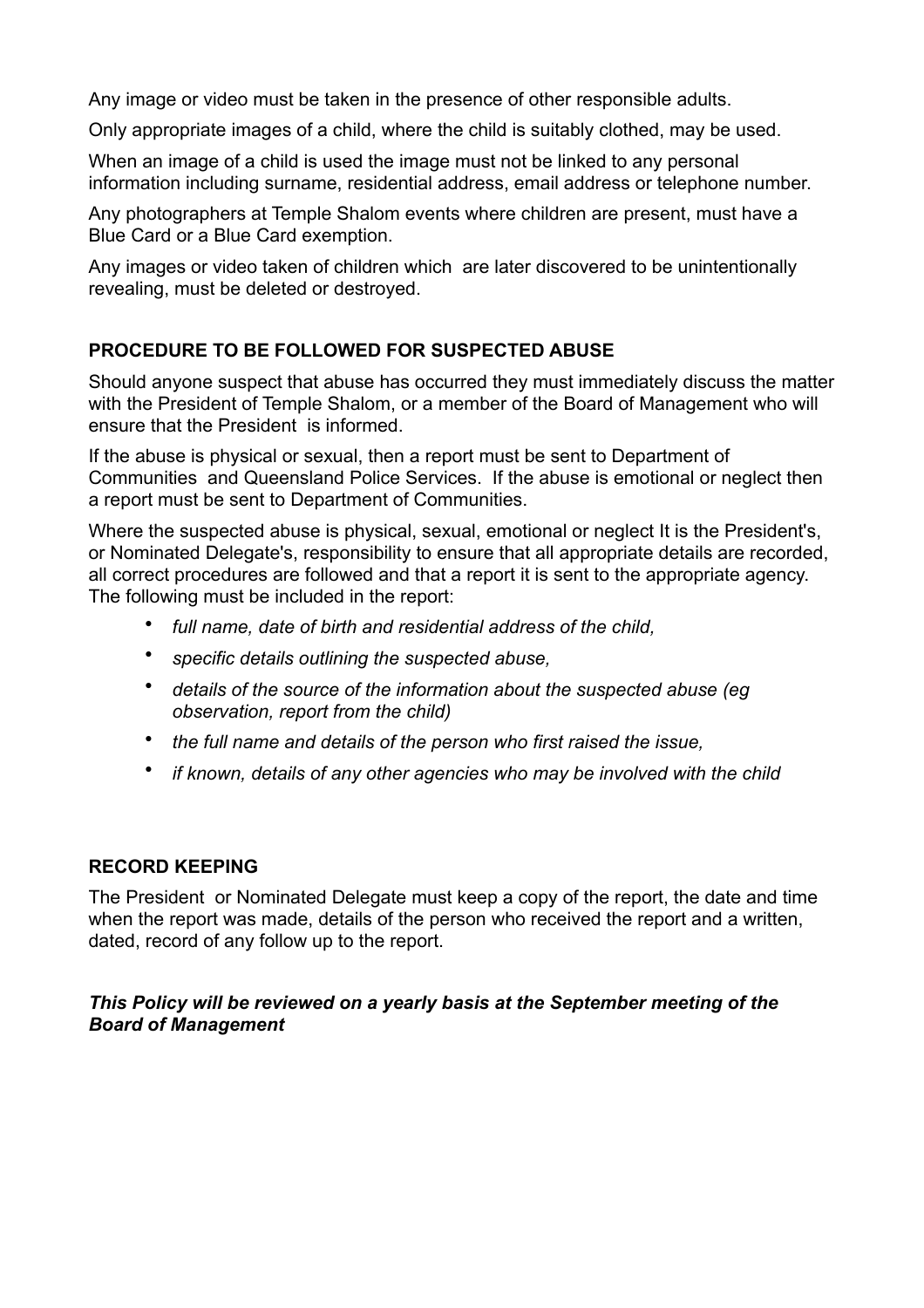Any image or video must be taken in the presence of other responsible adults.

Only appropriate images of a child, where the child is suitably clothed, may be used.

When an image of a child is used the image must not be linked to any personal information including surname, residential address, email address or telephone number.

Any photographers at Temple Shalom events where children are present, must have a Blue Card or a Blue Card exemption.

Any images or video taken of children which are later discovered to be unintentionally revealing, must be deleted or destroyed.

## PROCEDURE TO BE FOLLOWED FOR SUSPECTED ABUSE

Should anyone suspect that abuse has occurred they must immediately discuss the matter with the President of Temple Shalom, or a member of the Board of Management who will ensure that the President is informed.

If the abuse is physical or sexual, then a report must be sent to Department of Communities and Queensland Police Services. If the abuse is emotional or neglect then a report must be sent to Department of Communities.

Where the suspected abuse is physical, sexual, emotional or neglect It is the President's, or Nominated Delegate's, responsibility to ensure that all appropriate details are recorded, all correct procedures are followed and that a report it is sent to the appropriate agency. The following must be included in the report:

- *full name, date of birth and residential address of the child,*
- *specific details outlining the suspected abuse,*
- *details of the source of the information about the suspected abuse (eg observation, report from the child)*
- *the full name and details of the person who first raised the issue,*
- *if known, details of any other agencies who may be involved with the child*

## RECORD KEEPING

The President or Nominated Delegate must keep a copy of the report, the date and time when the report was made, details of the person who received the report and a written, dated, record of any follow up to the report.

***This Policy will be reviewed on a yearly basis at the September meeting of the Board of Management***